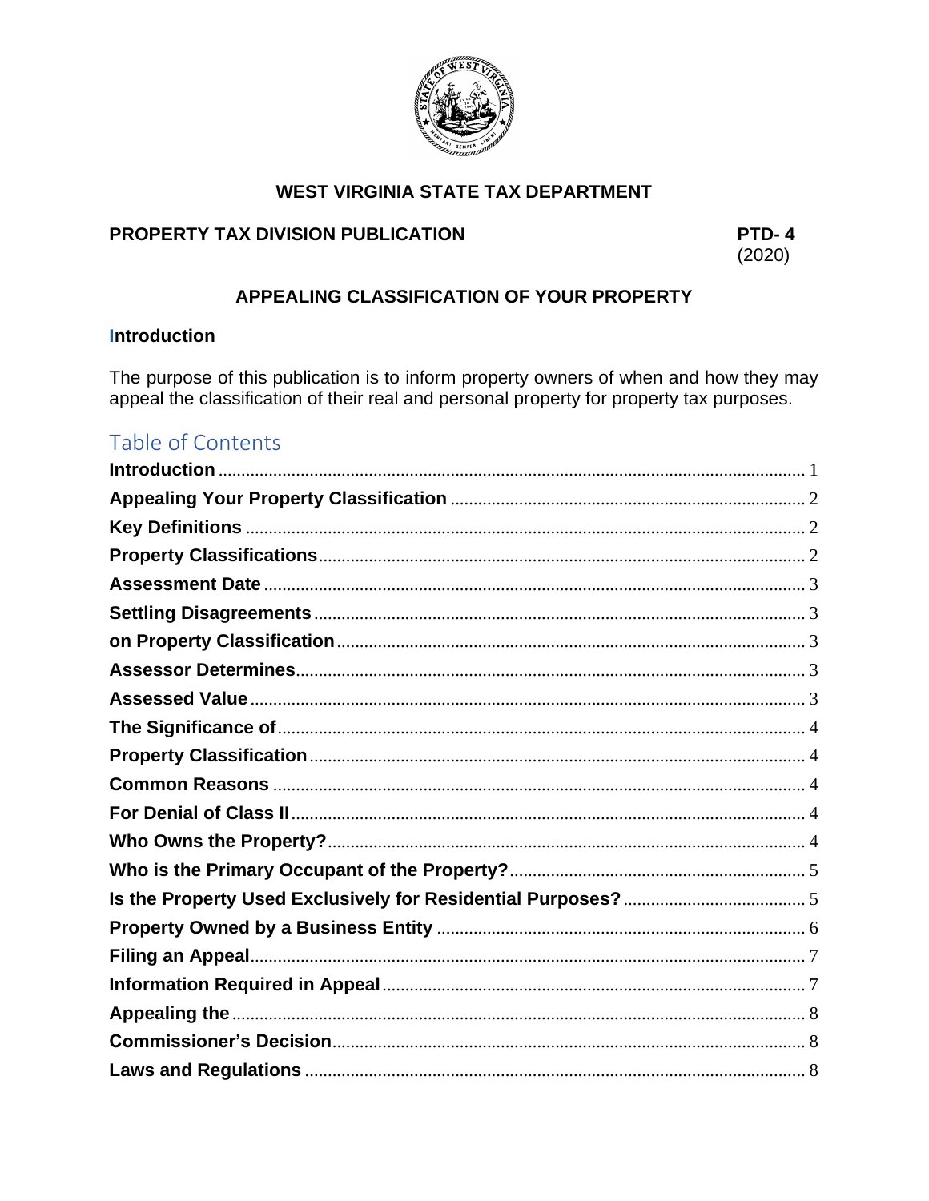**WEST VIRGINIA STATE TAX DEPARTMENT**

**PROPERTY TAX DIVISION PUBLICATION** **PTD- 4**
(2020)

# APPEALING CLASSIFICATION OF YOUR PROPERTY

## Introduction

The purpose of this publication is to inform property owners of when and how they may appeal the classification of their real and personal property for property tax purposes.

## Table of Contents

**Introduction** ........ 1
**Appealing Your Property Classification** ........ 2
**Key Definitions** ........ 2
**Property Classifications** ........ 2
**Assessment Date** ........ 3
**Settling Disagreements** ........ 3
**on Property Classification** ........ 3
**Assessor Determines** ........ 3
**Assessed Value** ........ 3
**The Significance of** ........ 4
**Property Classification** ........ 4
**Common Reasons** ........ 4
**For Denial of Class II** ........ 4
**Who Owns the Property?** ........ 4
**Who is the Primary Occupant of the Property?** ........ 5
**Is the Property Used Exclusively for Residential Purposes?** ........ 5
**Property Owned by a Business Entity** ........ 6
**Filing an Appeal** ........ 7
**Information Required in Appeal** ........ 7
**Appealing the** ........ 8
**Commissioner's Decision** ........ 8
**Laws and Regulations** ........ 8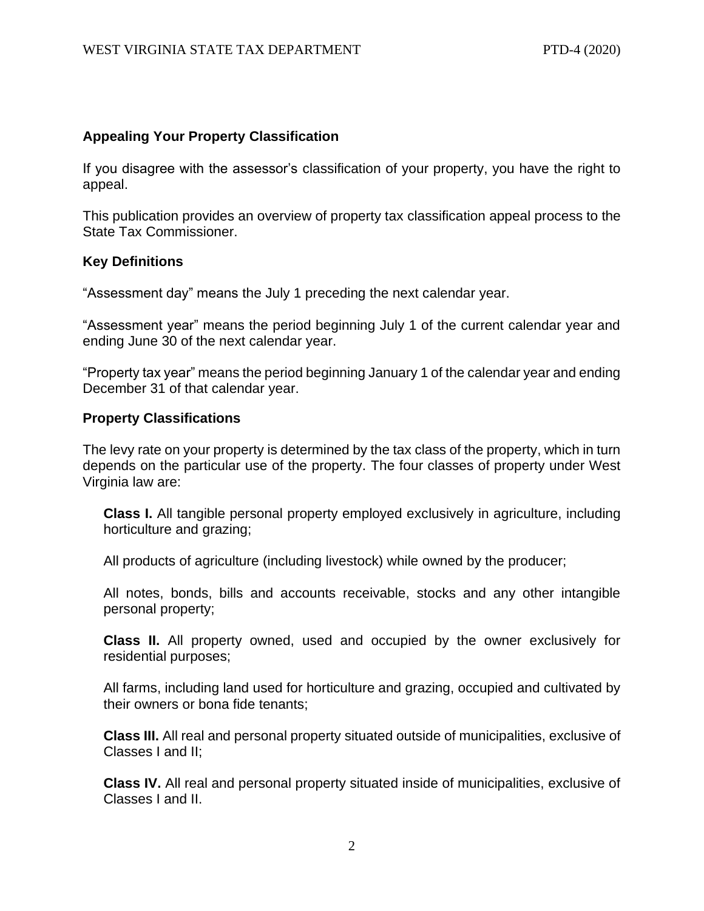## Appealing Your Property Classification

If you disagree with the assessor's classification of your property, you have the right to appeal.

This publication provides an overview of property tax classification appeal process to the State Tax Commissioner.

## Key Definitions

"Assessment day" means the July 1 preceding the next calendar year.

"Assessment year" means the period beginning July 1 of the current calendar year and ending June 30 of the next calendar year.

"Property tax year" means the period beginning January 1 of the calendar year and ending December 31 of that calendar year.

## Property Classifications

The levy rate on your property is determined by the tax class of the property, which in turn depends on the particular use of the property. The four classes of property under West Virginia law are:

> **Class I.** All tangible personal property employed exclusively in agriculture, including horticulture and grazing;
>
> All products of agriculture (including livestock) while owned by the producer;
>
> All notes, bonds, bills and accounts receivable, stocks and any other intangible personal property;
>
> **Class II.** All property owned, used and occupied by the owner exclusively for residential purposes;
>
> All farms, including land used for horticulture and grazing, occupied and cultivated by their owners or bona fide tenants;
>
> **Class III.** All real and personal property situated outside of municipalities, exclusive of Classes I and II;
>
> **Class IV.** All real and personal property situated inside of municipalities, exclusive of Classes I and II.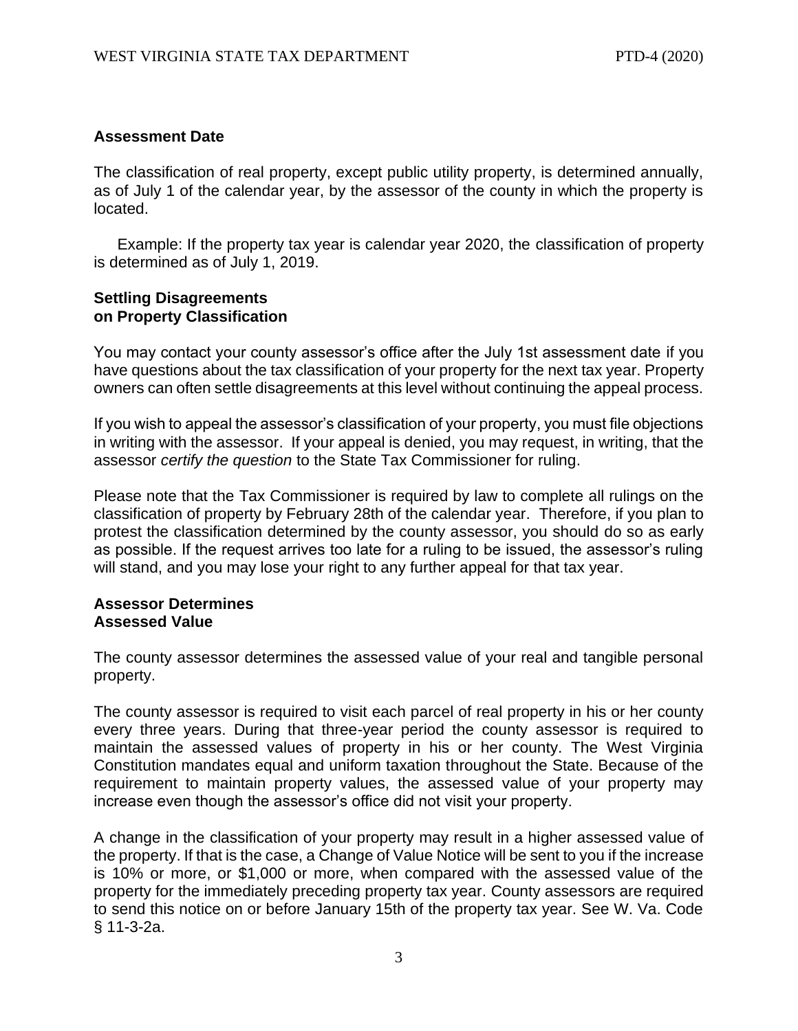## Assessment Date

The classification of real property, except public utility property, is determined annually, as of July 1 of the calendar year, by the assessor of the county in which the property is located.

Example: If the property tax year is calendar year 2020, the classification of property is determined as of July 1, 2019.

## Settling Disagreements on Property Classification

You may contact your county assessor's office after the July 1st assessment date if you have questions about the tax classification of your property for the next tax year. Property owners can often settle disagreements at this level without continuing the appeal process.

If you wish to appeal the assessor's classification of your property, you must file objections in writing with the assessor. If your appeal is denied, you may request, in writing, that the assessor *certify the question* to the State Tax Commissioner for ruling.

Please note that the Tax Commissioner is required by law to complete all rulings on the classification of property by February 28th of the calendar year. Therefore, if you plan to protest the classification determined by the county assessor, you should do so as early as possible. If the request arrives too late for a ruling to be issued, the assessor's ruling will stand, and you may lose your right to any further appeal for that tax year.

## Assessor Determines Assessed Value

The county assessor determines the assessed value of your real and tangible personal property.

The county assessor is required to visit each parcel of real property in his or her county every three years. During that three-year period the county assessor is required to maintain the assessed values of property in his or her county. The West Virginia Constitution mandates equal and uniform taxation throughout the State. Because of the requirement to maintain property values, the assessed value of your property may increase even though the assessor's office did not visit your property.

A change in the classification of your property may result in a higher assessed value of the property. If that is the case, a Change of Value Notice will be sent to you if the increase is 10% or more, or $1,000 or more, when compared with the assessed value of the property for the immediately preceding property tax year. County assessors are required to send this notice on or before January 15th of the property tax year. See W. Va. Code § 11-3-2a.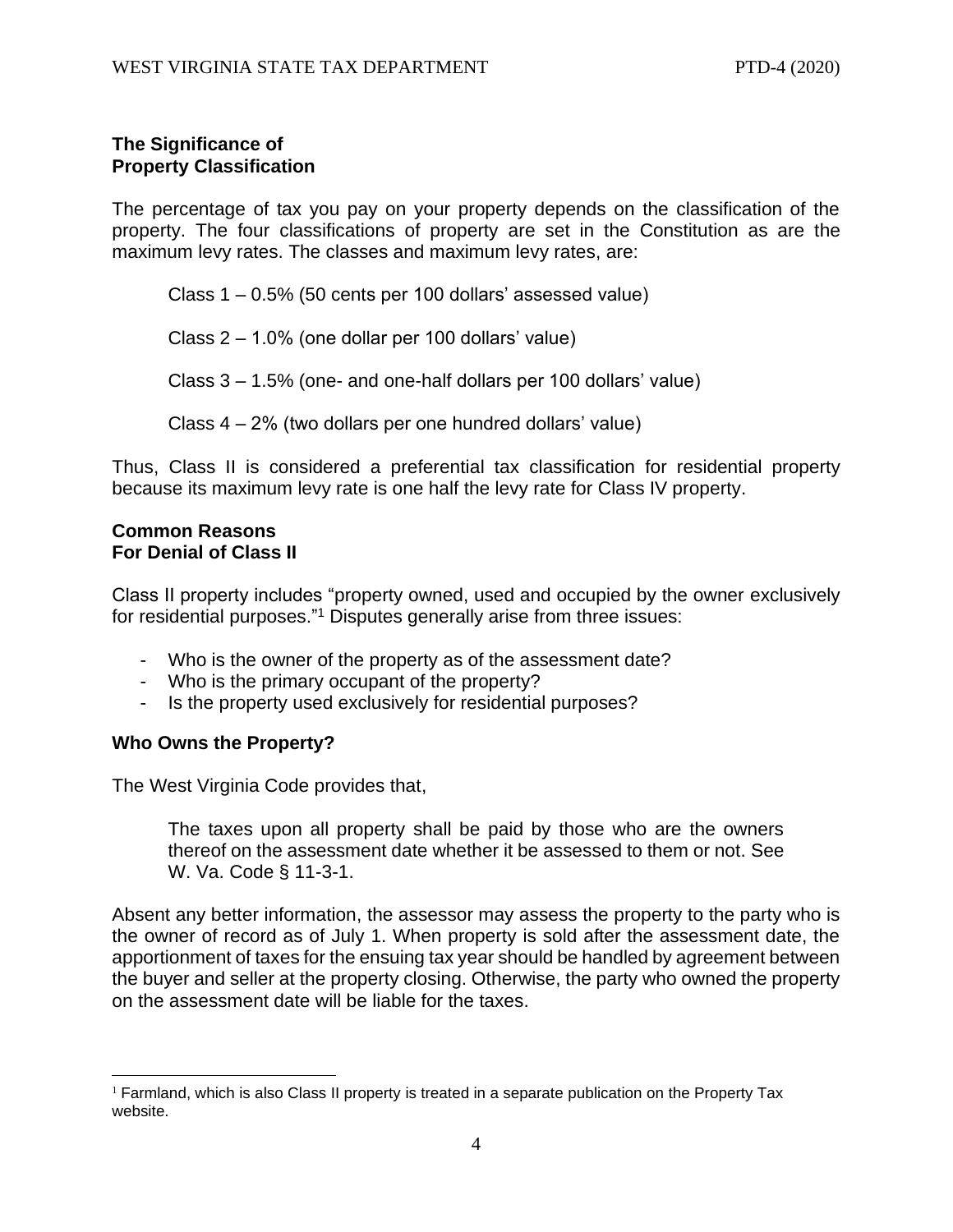## The Significance of Property Classification

The percentage of tax you pay on your property depends on the classification of the property. The four classifications of property are set in the Constitution as are the maximum levy rates. The classes and maximum levy rates, are:

Class 1 – 0.5% (50 cents per 100 dollars' assessed value)

Class 2 – 1.0% (one dollar per 100 dollars' value)

Class 3 – 1.5% (one- and one-half dollars per 100 dollars' value)

Class 4 – 2% (two dollars per one hundred dollars' value)

Thus, Class II is considered a preferential tax classification for residential property because its maximum levy rate is one half the levy rate for Class IV property.

## Common Reasons For Denial of Class II

Class II property includes "property owned, used and occupied by the owner exclusively for residential purposes."[1] Disputes generally arise from three issues:

- Who is the owner of the property as of the assessment date?
- Who is the primary occupant of the property?
- Is the property used exclusively for residential purposes?

### Who Owns the Property?

The West Virginia Code provides that,

> The taxes upon all property shall be paid by those who are the owners thereof on the assessment date whether it be assessed to them or not. See W. Va. Code § 11-3-1.

Absent any better information, the assessor may assess the property to the party who is the owner of record as of July 1. When property is sold after the assessment date, the apportionment of taxes for the ensuing tax year should be handled by agreement between the buyer and seller at the property closing. Otherwise, the party who owned the property on the assessment date will be liable for the taxes.

[1] Farmland, which is also Class II property is treated in a separate publication on the Property Tax website.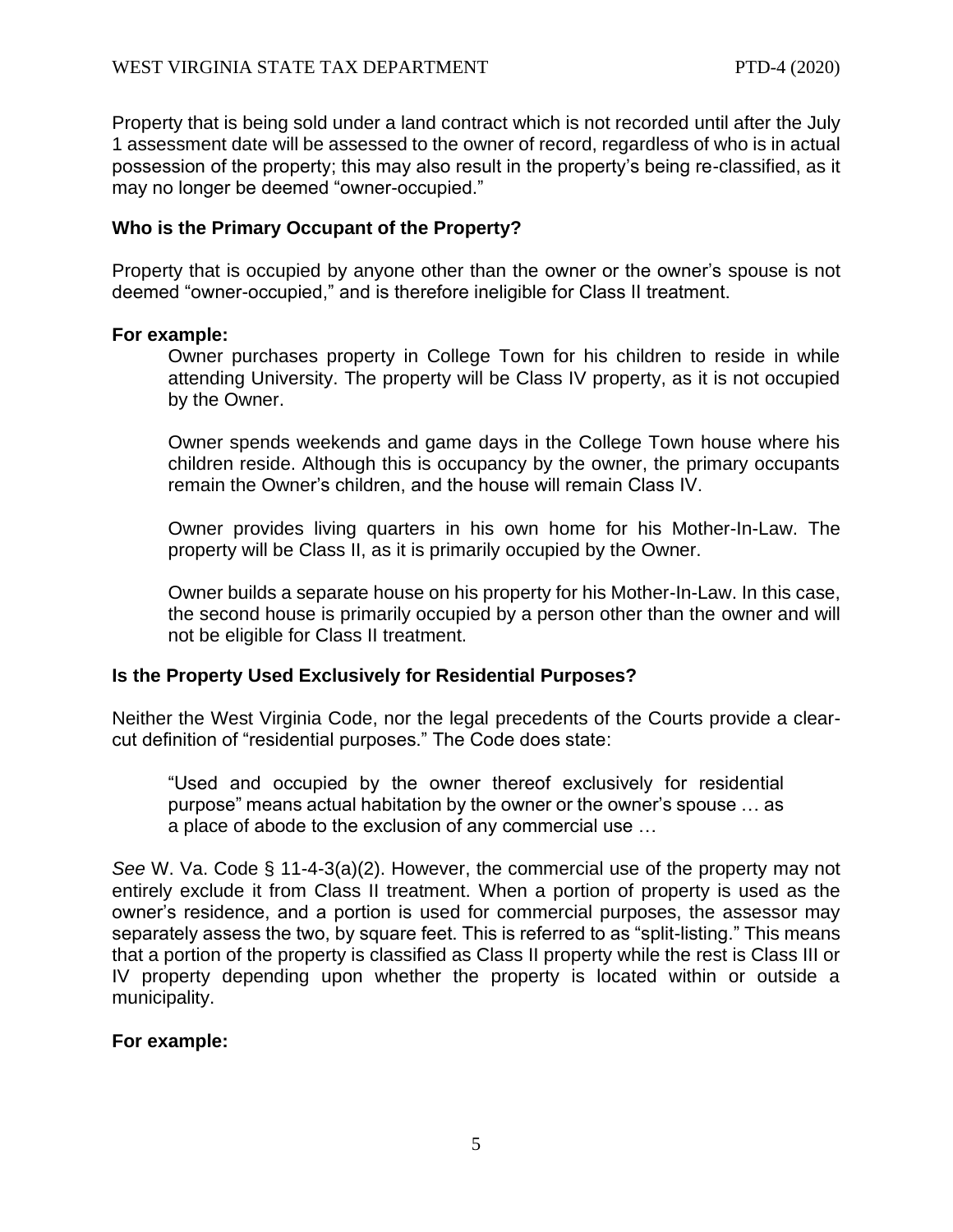Property that is being sold under a land contract which is not recorded until after the July 1 assessment date will be assessed to the owner of record, regardless of who is in actual possession of the property; this may also result in the property's being re-classified, as it may no longer be deemed "owner-occupied."

### Who is the Primary Occupant of the Property?

Property that is occupied by anyone other than the owner or the owner's spouse is not deemed "owner-occupied," and is therefore ineligible for Class II treatment.

**For example:**

> Owner purchases property in College Town for his children to reside in while attending University. The property will be Class IV property, as it is not occupied by the Owner.
>
> Owner spends weekends and game days in the College Town house where his children reside. Although this is occupancy by the owner, the primary occupants remain the Owner's children, and the house will remain Class IV.
>
> Owner provides living quarters in his own home for his Mother-In-Law. The property will be Class II, as it is primarily occupied by the Owner.
>
> Owner builds a separate house on his property for his Mother-In-Law. In this case, the second house is primarily occupied by a person other than the owner and will not be eligible for Class II treatment.

### Is the Property Used Exclusively for Residential Purposes?

Neither the West Virginia Code, nor the legal precedents of the Courts provide a clear-cut definition of "residential purposes." The Code does state:

> "Used and occupied by the owner thereof exclusively for residential purpose" means actual habitation by the owner or the owner's spouse … as a place of abode to the exclusion of any commercial use …

*See* W. Va. Code § 11-4-3(a)(2). However, the commercial use of the property may not entirely exclude it from Class II treatment. When a portion of property is used as the owner's residence, and a portion is used for commercial purposes, the assessor may separately assess the two, by square feet. This is referred to as "split-listing." This means that a portion of the property is classified as Class II property while the rest is Class III or IV property depending upon whether the property is located within or outside a municipality.

**For example:**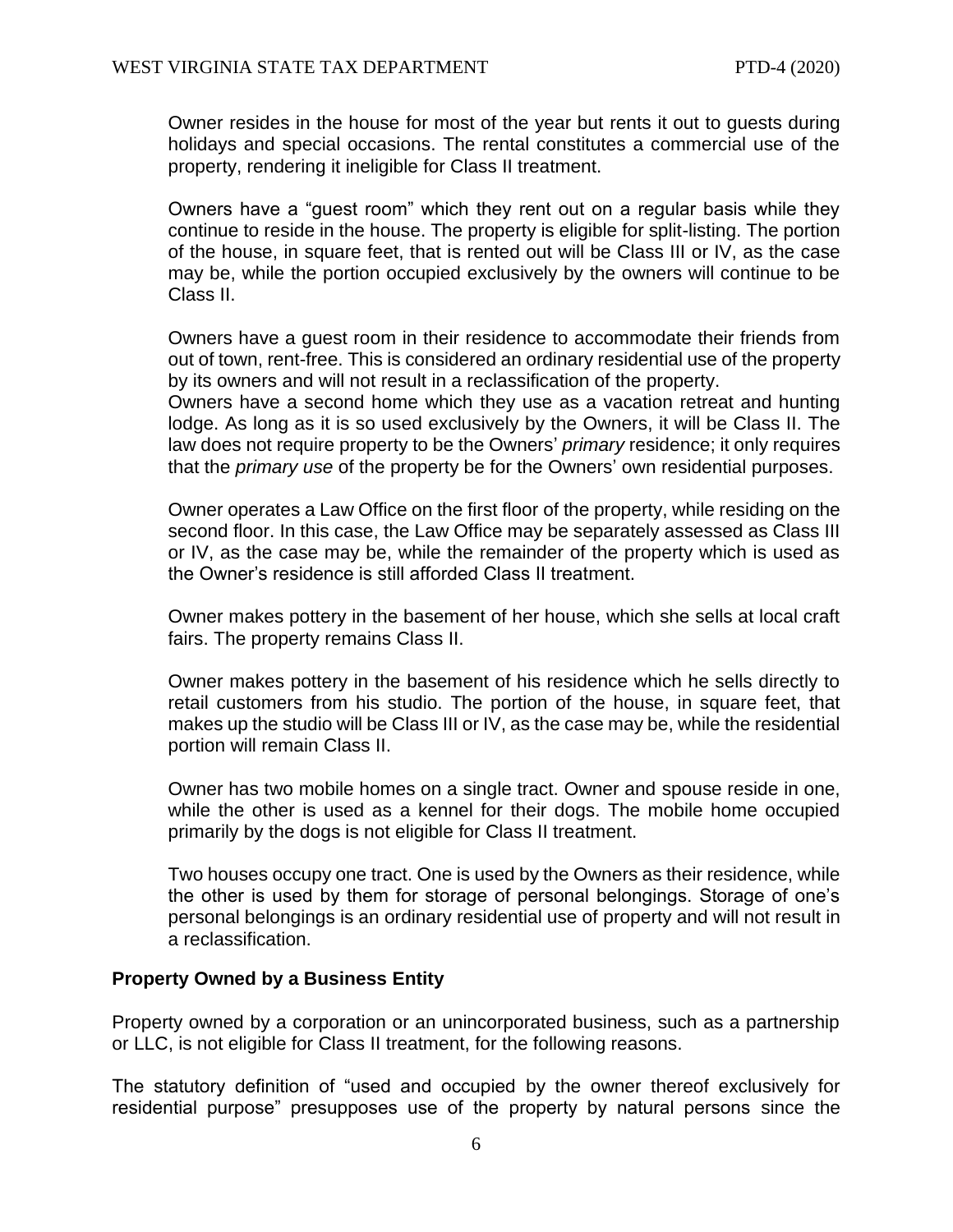Owner resides in the house for most of the year but rents it out to guests during holidays and special occasions. The rental constitutes a commercial use of the property, rendering it ineligible for Class II treatment.

Owners have a "guest room" which they rent out on a regular basis while they continue to reside in the house. The property is eligible for split-listing. The portion of the house, in square feet, that is rented out will be Class III or IV, as the case may be, while the portion occupied exclusively by the owners will continue to be Class II.

Owners have a guest room in their residence to accommodate their friends from out of town, rent-free. This is considered an ordinary residential use of the property by its owners and will not result in a reclassification of the property.

Owners have a second home which they use as a vacation retreat and hunting lodge. As long as it is so used exclusively by the Owners, it will be Class II. The law does not require property to be the Owners' *primary* residence; it only requires that the *primary use* of the property be for the Owners' own residential purposes.

Owner operates a Law Office on the first floor of the property, while residing on the second floor. In this case, the Law Office may be separately assessed as Class III or IV, as the case may be, while the remainder of the property which is used as the Owner's residence is still afforded Class II treatment.

Owner makes pottery in the basement of her house, which she sells at local craft fairs. The property remains Class II.

Owner makes pottery in the basement of his residence which he sells directly to retail customers from his studio. The portion of the house, in square feet, that makes up the studio will be Class III or IV, as the case may be, while the residential portion will remain Class II.

Owner has two mobile homes on a single tract. Owner and spouse reside in one, while the other is used as a kennel for their dogs. The mobile home occupied primarily by the dogs is not eligible for Class II treatment.

Two houses occupy one tract. One is used by the Owners as their residence, while the other is used by them for storage of personal belongings. Storage of one's personal belongings is an ordinary residential use of property and will not result in a reclassification.

**Property Owned by a Business Entity**

Property owned by a corporation or an unincorporated business, such as a partnership or LLC, is not eligible for Class II treatment, for the following reasons.

The statutory definition of "used and occupied by the owner thereof exclusively for residential purpose" presupposes use of the property by natural persons since the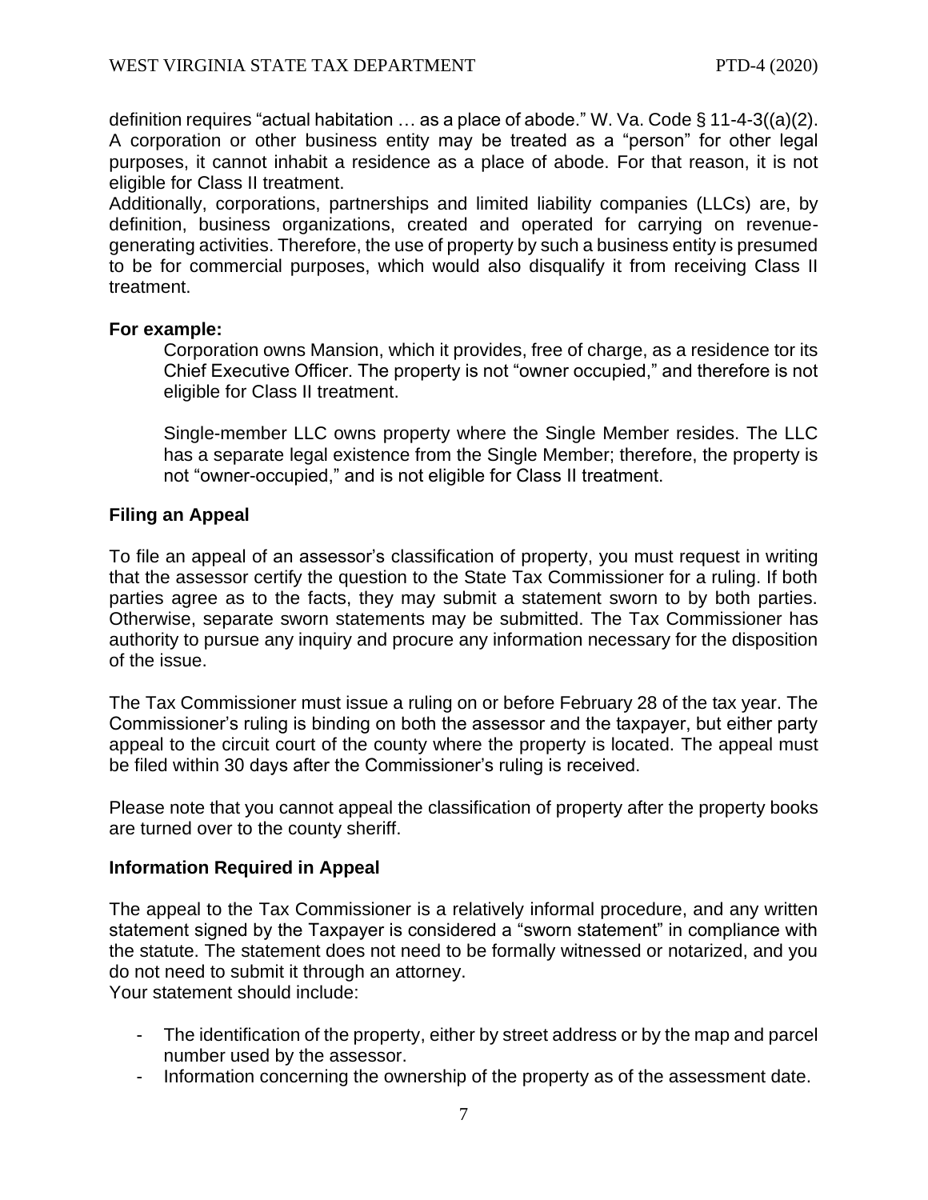definition requires "actual habitation … as a place of abode." W. Va. Code § 11-4-3((a)(2). A corporation or other business entity may be treated as a "person" for other legal purposes, it cannot inhabit a residence as a place of abode. For that reason, it is not eligible for Class II treatment.

Additionally, corporations, partnerships and limited liability companies (LLCs) are, by definition, business organizations, created and operated for carrying on revenue-generating activities. Therefore, the use of property by such a business entity is presumed to be for commercial purposes, which would also disqualify it from receiving Class II treatment.

**For example:**

> Corporation owns Mansion, which it provides, free of charge, as a residence tor its Chief Executive Officer. The property is not "owner occupied," and therefore is not eligible for Class II treatment.
>
> Single-member LLC owns property where the Single Member resides. The LLC has a separate legal existence from the Single Member; therefore, the property is not "owner-occupied," and is not eligible for Class II treatment.

### Filing an Appeal

To file an appeal of an assessor's classification of property, you must request in writing that the assessor certify the question to the State Tax Commissioner for a ruling. If both parties agree as to the facts, they may submit a statement sworn to by both parties. Otherwise, separate sworn statements may be submitted. The Tax Commissioner has authority to pursue any inquiry and procure any information necessary for the disposition of the issue.

The Tax Commissioner must issue a ruling on or before February 28 of the tax year. The Commissioner's ruling is binding on both the assessor and the taxpayer, but either party appeal to the circuit court of the county where the property is located. The appeal must be filed within 30 days after the Commissioner's ruling is received.

Please note that you cannot appeal the classification of property after the property books are turned over to the county sheriff.

### Information Required in Appeal

The appeal to the Tax Commissioner is a relatively informal procedure, and any written statement signed by the Taxpayer is considered a "sworn statement" in compliance with the statute. The statement does not need to be formally witnessed or notarized, and you do not need to submit it through an attorney.

Your statement should include:

- The identification of the property, either by street address or by the map and parcel number used by the assessor.
- Information concerning the ownership of the property as of the assessment date.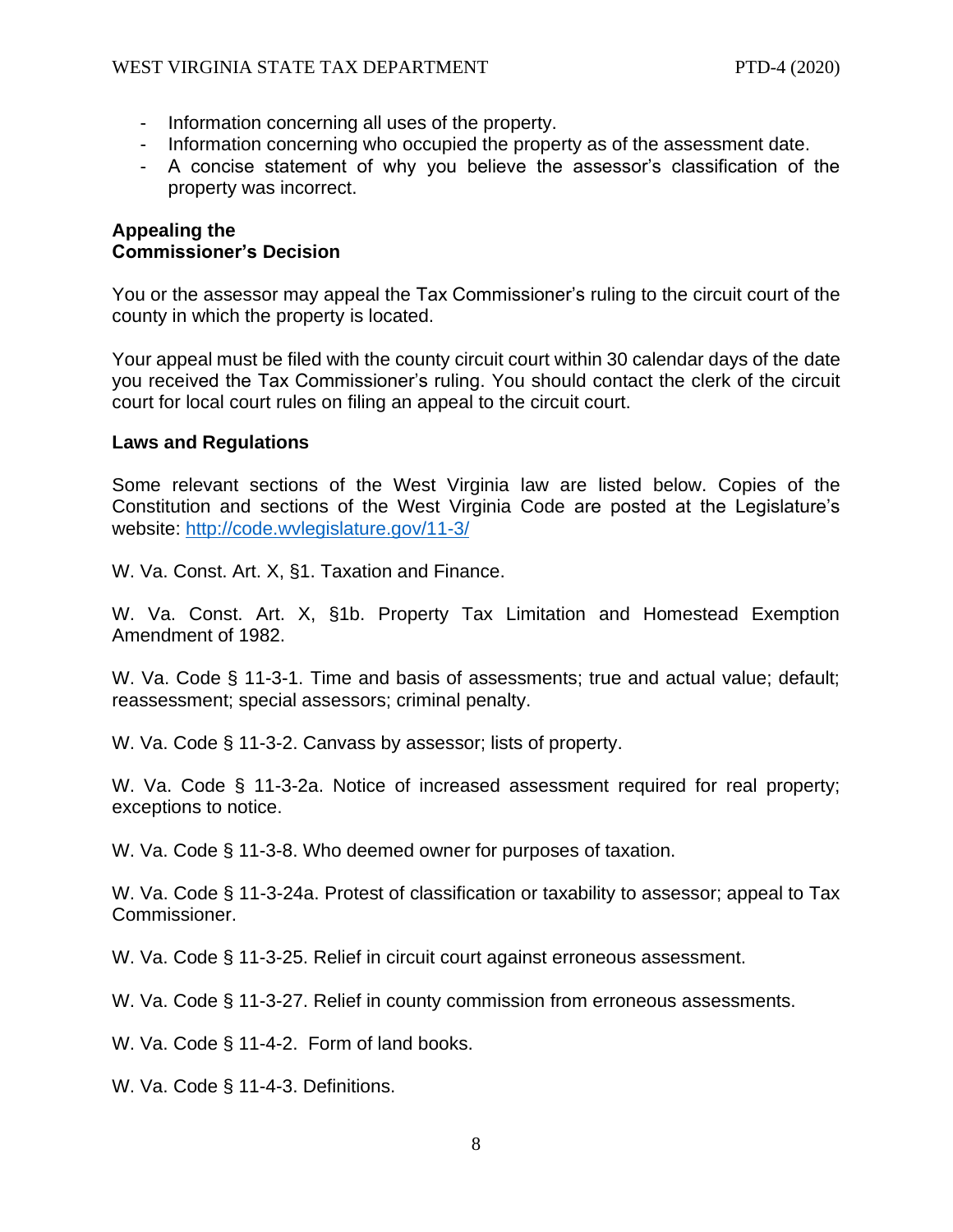- Information concerning all uses of the property.
- Information concerning who occupied the property as of the assessment date.
- A concise statement of why you believe the assessor's classification of the property was incorrect.

**Appealing the Commissioner's Decision**

You or the assessor may appeal the Tax Commissioner's ruling to the circuit court of the county in which the property is located.

Your appeal must be filed with the county circuit court within 30 calendar days of the date you received the Tax Commissioner's ruling. You should contact the clerk of the circuit court for local court rules on filing an appeal to the circuit court.

**Laws and Regulations**

Some relevant sections of the West Virginia law are listed below. Copies of the Constitution and sections of the West Virginia Code are posted at the Legislature's website: http://code.wvlegislature.gov/11-3/

W. Va. Const. Art. X, §1. Taxation and Finance.

W. Va. Const. Art. X, §1b. Property Tax Limitation and Homestead Exemption Amendment of 1982.

W. Va. Code § 11-3-1. Time and basis of assessments; true and actual value; default; reassessment; special assessors; criminal penalty.

W. Va. Code § 11-3-2. Canvass by assessor; lists of property.

W. Va. Code § 11-3-2a. Notice of increased assessment required for real property; exceptions to notice.

W. Va. Code § 11-3-8. Who deemed owner for purposes of taxation.

W. Va. Code § 11-3-24a. Protest of classification or taxability to assessor; appeal to Tax Commissioner.

W. Va. Code § 11-3-25. Relief in circuit court against erroneous assessment.

W. Va. Code § 11-3-27. Relief in county commission from erroneous assessments.

W. Va. Code § 11-4-2. Form of land books.

W. Va. Code § 11-4-3. Definitions.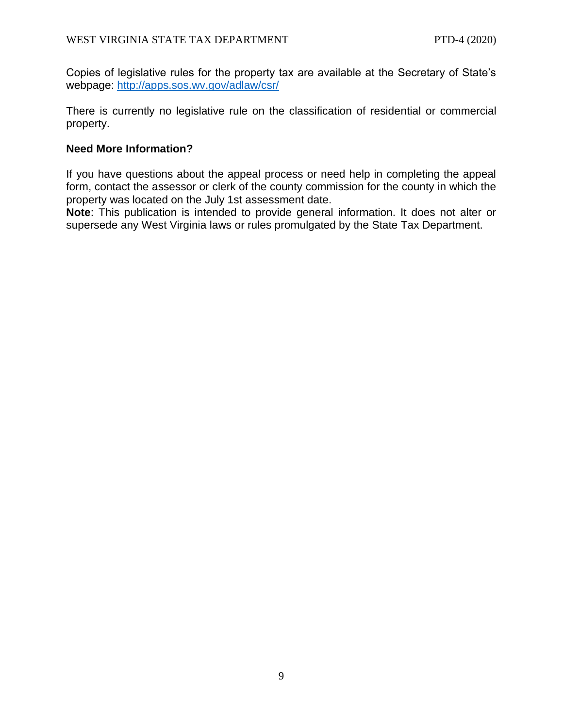Copies of legislative rules for the property tax are available at the Secretary of State's webpage: [http://apps.sos.wv.gov/adlaw/csr/](http://apps.sos.wv.gov/adlaw/csr/)

There is currently no legislative rule on the classification of residential or commercial property.

**Need More Information?**

If you have questions about the appeal process or need help in completing the appeal form, contact the assessor or clerk of the county commission for the county in which the property was located on the July 1st assessment date.

**Note**: This publication is intended to provide general information. It does not alter or supersede any West Virginia laws or rules promulgated by the State Tax Department.